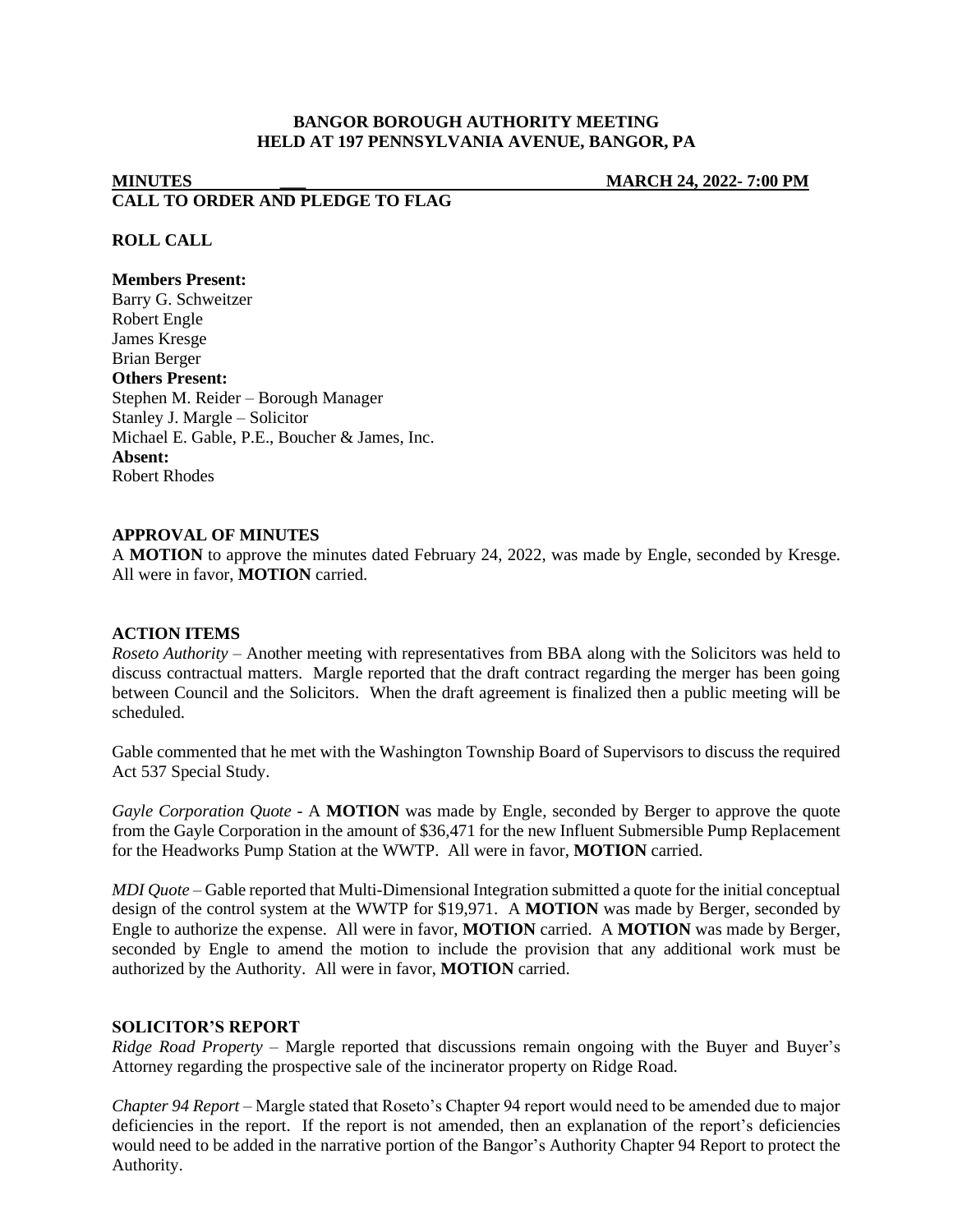**BANGOR BOROUGH AUTHORITY MEETING**
**HELD AT 197 PENNSYLVANIA AVENUE, BANGOR, PA**

**MINUTES** **MARCH 24, 2022- 7:00 PM**

**CALL TO ORDER AND PLEDGE TO FLAG**

**ROLL CALL**

**Members Present:**
Barry G. Schweitzer
Robert Engle
James Kresge
Brian Berger

**Others Present:**
Stephen M. Reider – Borough Manager
Stanley J. Margle – Solicitor
Michael E. Gable, P.E., Boucher & James, Inc.

**Absent:**
Robert Rhodes

**APPROVAL OF MINUTES**

A **MOTION** to approve the minutes dated February 24, 2022, was made by Engle, seconded by Kresge. All were in favor, **MOTION** carried.

**ACTION ITEMS**

*Roseto Authority* – Another meeting with representatives from BBA along with the Solicitors was held to discuss contractual matters. Margle reported that the draft contract regarding the merger has been going between Council and the Solicitors. When the draft agreement is finalized then a public meeting will be scheduled.

Gable commented that he met with the Washington Township Board of Supervisors to discuss the required Act 537 Special Study.

*Gayle Corporation Quote* - A **MOTION** was made by Engle, seconded by Berger to approve the quote from the Gayle Corporation in the amount of $36,471 for the new Influent Submersible Pump Replacement for the Headworks Pump Station at the WWTP. All were in favor, **MOTION** carried.

*MDI Quote* – Gable reported that Multi-Dimensional Integration submitted a quote for the initial conceptual design of the control system at the WWTP for $19,971. A **MOTION** was made by Berger, seconded by Engle to authorize the expense. All were in favor, **MOTION** carried. A **MOTION** was made by Berger, seconded by Engle to amend the motion to include the provision that any additional work must be authorized by the Authority. All were in favor, **MOTION** carried.

**SOLICITOR'S REPORT**

*Ridge Road Property* – Margle reported that discussions remain ongoing with the Buyer and Buyer's Attorney regarding the prospective sale of the incinerator property on Ridge Road.

*Chapter 94 Report* – Margle stated that Roseto's Chapter 94 report would need to be amended due to major deficiencies in the report. If the report is not amended, then an explanation of the report's deficiencies would need to be added in the narrative portion of the Bangor's Authority Chapter 94 Report to protect the Authority.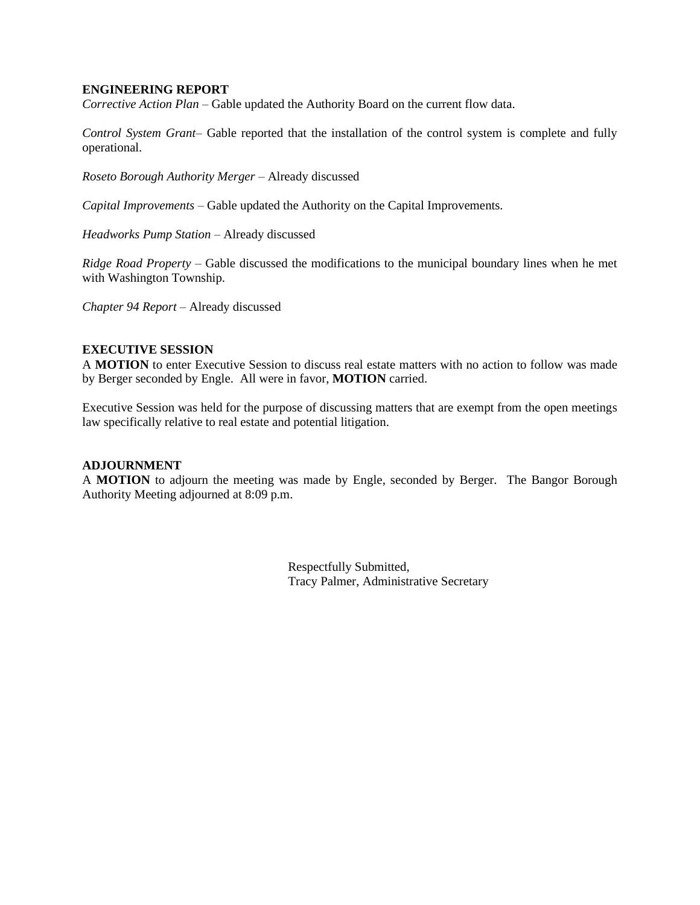**ENGINEERING REPORT**

*Corrective Action Plan* – Gable updated the Authority Board on the current flow data.

*Control System Grant*– Gable reported that the installation of the control system is complete and fully operational.

*Roseto Borough Authority Merger* – Already discussed

*Capital Improvements* – Gable updated the Authority on the Capital Improvements.

*Headworks Pump Station* – Already discussed

*Ridge Road Property* – Gable discussed the modifications to the municipal boundary lines when he met with Washington Township.

*Chapter 94 Report* – Already discussed

**EXECUTIVE SESSION**

A **MOTION** to enter Executive Session to discuss real estate matters with no action to follow was made by Berger seconded by Engle. All were in favor, **MOTION** carried.

Executive Session was held for the purpose of discussing matters that are exempt from the open meetings law specifically relative to real estate and potential litigation.

**ADJOURNMENT**

A **MOTION** to adjourn the meeting was made by Engle, seconded by Berger. The Bangor Borough Authority Meeting adjourned at 8:09 p.m.

Respectfully Submitted,
Tracy Palmer, Administrative Secretary